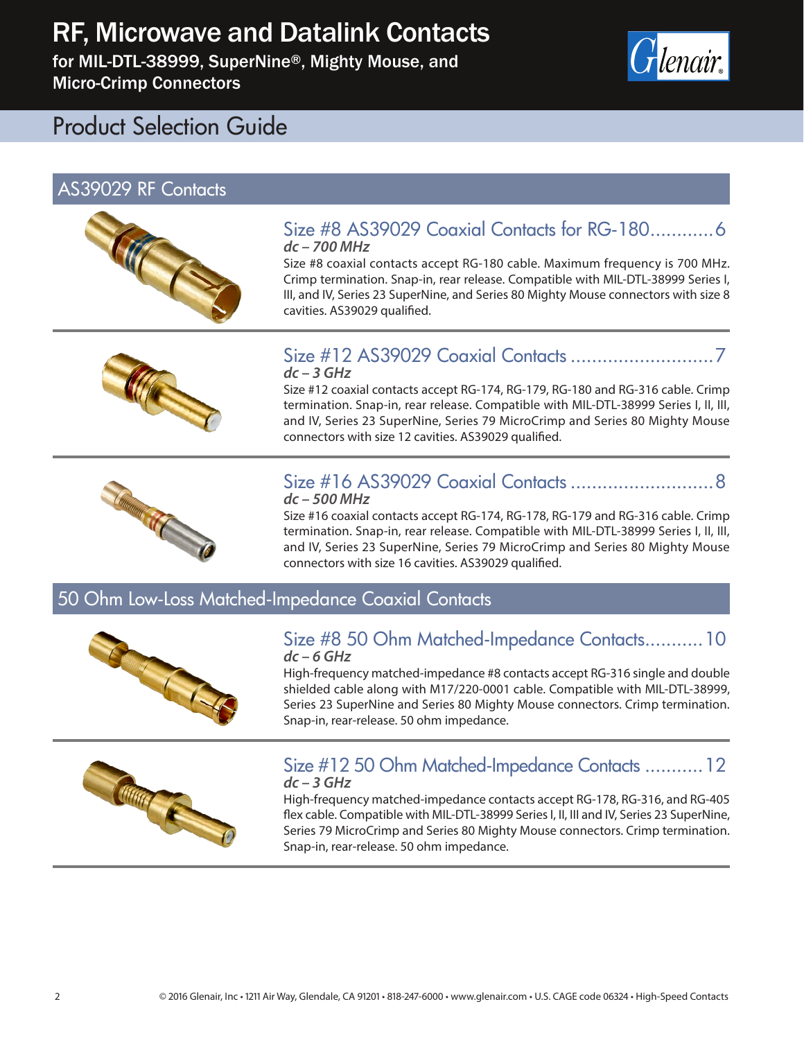# RF, Microwave and Datalink Contacts

**for MIL-DTL-38999, SuperNine®, Mighty Mouse, and Micro-Crimp Connectors**

## Product Selection Guide

## AS39029 RF Contacts

### Size #8 AS39029 Coaxial Contacts for RG-180............6

***dc – 700 MHz***

Size #8 coaxial contacts accept RG-180 cable. Maximum frequency is 700 MHz. Crimp termination. Snap-in, rear release. Compatible with MIL-DTL-38999 Series I, III, and IV, Series 23 SuperNine, and Series 80 Mighty Mouse connectors with size 8 cavities. AS39029 qualified.

### Size #12 AS39029 Coaxial Contacts ...........................7

***dc – 3 GHz***

Size #12 coaxial contacts accept RG-174, RG-179, RG-180 and RG-316 cable. Crimp termination. Snap-in, rear release. Compatible with MIL-DTL-38999 Series I, II, III, and IV, Series 23 SuperNine, Series 79 MicroCrimp and Series 80 Mighty Mouse connectors with size 12 cavities. AS39029 qualified.

### Size #16 AS39029 Coaxial Contacts ...........................8

***dc – 500 MHz***

Size #16 coaxial contacts accept RG-174, RG-178, RG-179 and RG-316 cable. Crimp termination. Snap-in, rear release. Compatible with MIL-DTL-38999 Series I, II, III, and IV, Series 23 SuperNine, Series 79 MicroCrimp and Series 80 Mighty Mouse connectors with size 16 cavities. AS39029 qualified.

## 50 Ohm Low-Loss Matched-Impedance Coaxial Contacts

### Size #8 50 Ohm Matched-Impedance Contacts...........10

***dc – 6 GHz***

High-frequency matched-impedance #8 contacts accept RG-316 single and double shielded cable along with M17/220-0001 cable. Compatible with MIL-DTL-38999, Series 23 SuperNine and Series 80 Mighty Mouse connectors. Crimp termination. Snap-in, rear-release. 50 ohm impedance.

### Size #12 50 Ohm Matched-Impedance Contacts ...........12

***dc – 3 GHz***

High-frequency matched-impedance contacts accept RG-178, RG-316, and RG-405 flex cable. Compatible with MIL-DTL-38999 Series I, II, III and IV, Series 23 SuperNine, Series 79 MicroCrimp and Series 80 Mighty Mouse connectors. Crimp termination. Snap-in, rear-release. 50 ohm impedance.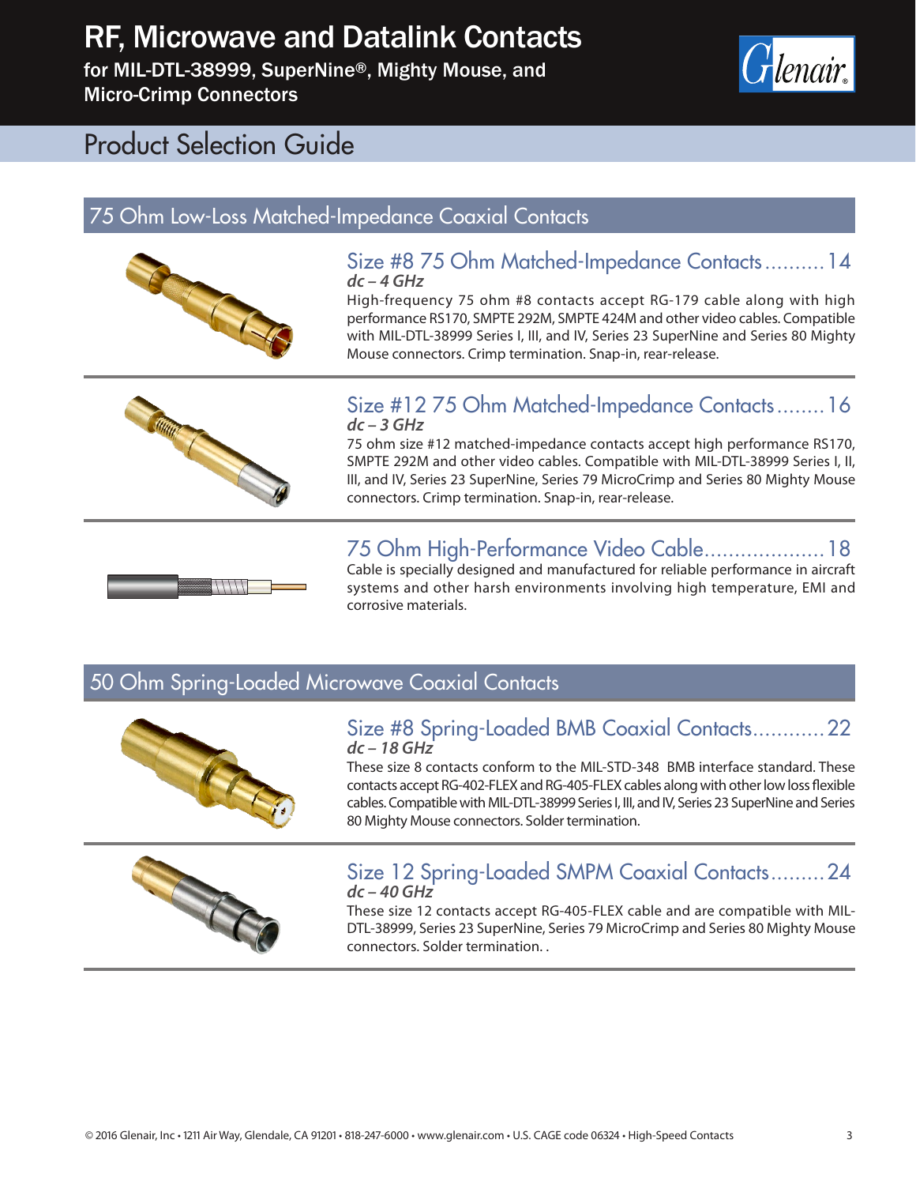# RF, Microwave and Datalink Contacts

for MIL-DTL-38999, SuperNine®, Mighty Mouse, and Micro-Crimp Connectors

## Product Selection Guide

## 75 Ohm Low-Loss Matched-Impedance Coaxial Contacts

### Size #8 75 Ohm Matched-Impedance Contacts .......... 14

***dc – 4 GHz***

High-frequency 75 ohm #8 contacts accept RG-179 cable along with high performance RS170, SMPTE 292M, SMPTE 424M and other video cables. Compatible with MIL-DTL-38999 Series I, III, and IV, Series 23 SuperNine and Series 80 Mighty Mouse connectors. Crimp termination. Snap-in, rear-release.

### Size #12 75 Ohm Matched-Impedance Contacts ........ 16

***dc – 3 GHz***

75 ohm size #12 matched-impedance contacts accept high performance RS170, SMPTE 292M and other video cables. Compatible with MIL-DTL-38999 Series I, II, III, and IV, Series 23 SuperNine, Series 79 MicroCrimp and Series 80 Mighty Mouse connectors. Crimp termination. Snap-in, rear-release.

### 75 Ohm High-Performance Video Cable.................... 18

Cable is specially designed and manufactured for reliable performance in aircraft systems and other harsh environments involving high temperature, EMI and corrosive materials.

## 50 Ohm Spring-Loaded Microwave Coaxial Contacts

### Size #8 Spring-Loaded BMB Coaxial Contacts............ 22

***dc – 18 GHz***

These size 8 contacts conform to the MIL-STD-348 BMB interface standard. These contacts accept RG-402-FLEX and RG-405-FLEX cables along with other low loss flexible cables. Compatible with MIL-DTL-38999 Series I, III, and IV, Series 23 SuperNine and Series 80 Mighty Mouse connectors. Solder termination.

### Size 12 Spring-Loaded SMPM Coaxial Contacts......... 24

***dc – 40 GHz***

These size 12 contacts accept RG-405-FLEX cable and are compatible with MIL-DTL-38999, Series 23 SuperNine, Series 79 MicroCrimp and Series 80 Mighty Mouse connectors. Solder termination. .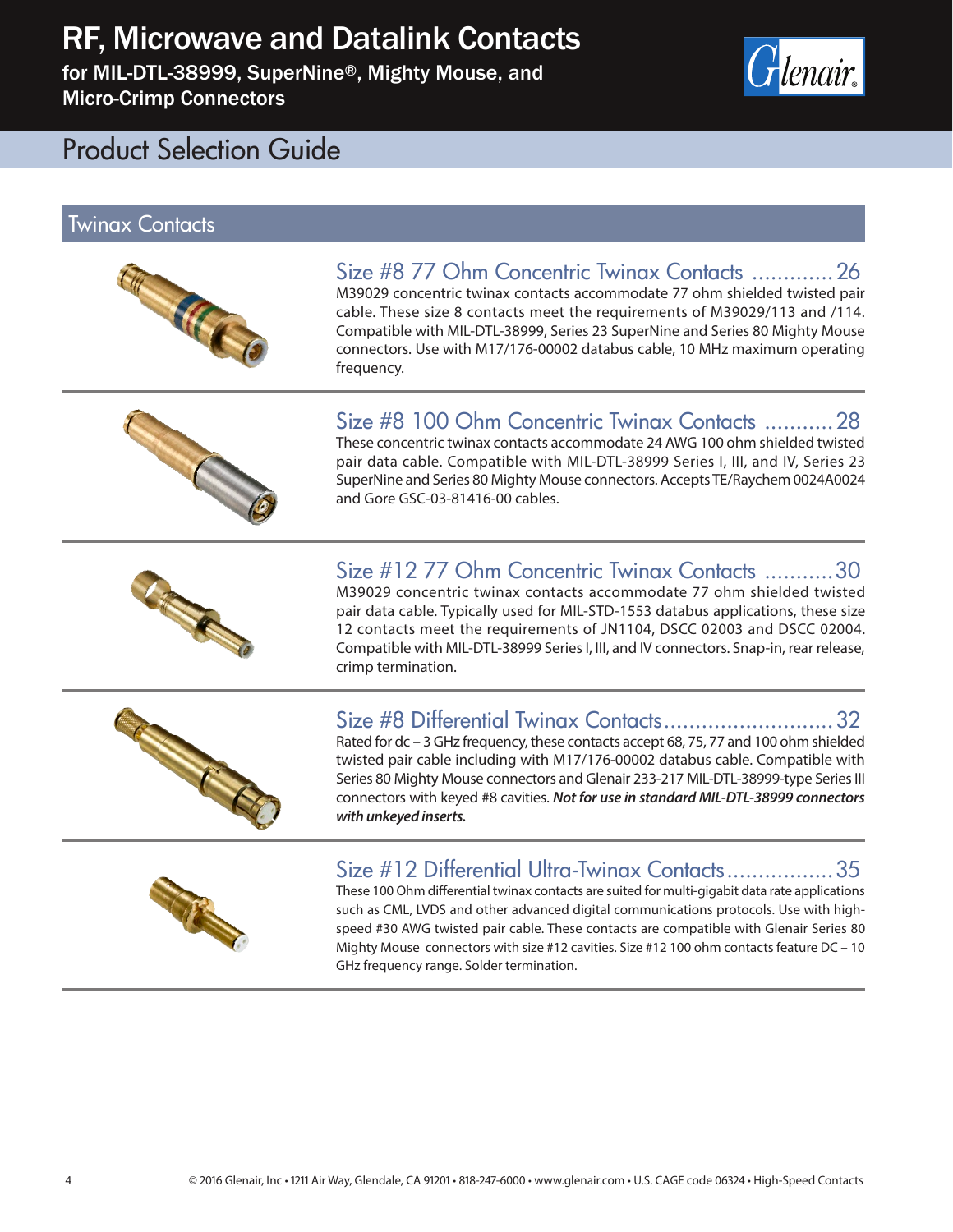# RF, Microwave and Datalink Contacts

for MIL-DTL-38999, SuperNine®, Mighty Mouse, and Micro-Crimp Connectors

## Product Selection Guide

### Twinax Contacts

#### Size #8 77 Ohm Concentric Twinax Contacts ............. 26

M39029 concentric twinax contacts accommodate 77 ohm shielded twisted pair cable. These size 8 contacts meet the requirements of M39029/113 and /114. Compatible with MIL-DTL-38999, Series 23 SuperNine and Series 80 Mighty Mouse connectors. Use with M17/176-00002 databus cable, 10 MHz maximum operating frequency.

#### Size #8 100 Ohm Concentric Twinax Contacts ........... 28

These concentric twinax contacts accommodate 24 AWG 100 ohm shielded twisted pair data cable. Compatible with MIL-DTL-38999 Series I, III, and IV, Series 23 SuperNine and Series 80 Mighty Mouse connectors. Accepts TE/Raychem 0024A0024 and Gore GSC-03-81416-00 cables.

#### Size #12 77 Ohm Concentric Twinax Contacts ........... 30

M39029 concentric twinax contacts accommodate 77 ohm shielded twisted pair data cable. Typically used for MIL-STD-1553 databus applications, these size 12 contacts meet the requirements of JN1104, DSCC 02003 and DSCC 02004. Compatible with MIL-DTL-38999 Series I, III, and IV connectors. Snap-in, rear release, crimp termination.

#### Size #8 Differential Twinax Contacts........................... 32

Rated for dc – 3 GHz frequency, these contacts accept 68, 75, 77 and 100 ohm shielded twisted pair cable including with M17/176-00002 databus cable. Compatible with Series 80 Mighty Mouse connectors and Glenair 233-217 MIL-DTL-38999-type Series III connectors with keyed #8 cavities. ***Not for use in standard MIL-DTL-38999 connectors with unkeyed inserts.***

#### Size #12 Differential Ultra-Twinax Contacts................. 35

These 100 Ohm differential twinax contacts are suited for multi-gigabit data rate applications such as CML, LVDS and other advanced digital communications protocols. Use with high-speed #30 AWG twisted pair cable. These contacts are compatible with Glenair Series 80 Mighty Mouse connectors with size #12 cavities. Size #12 100 ohm contacts feature DC – 10 GHz frequency range. Solder termination.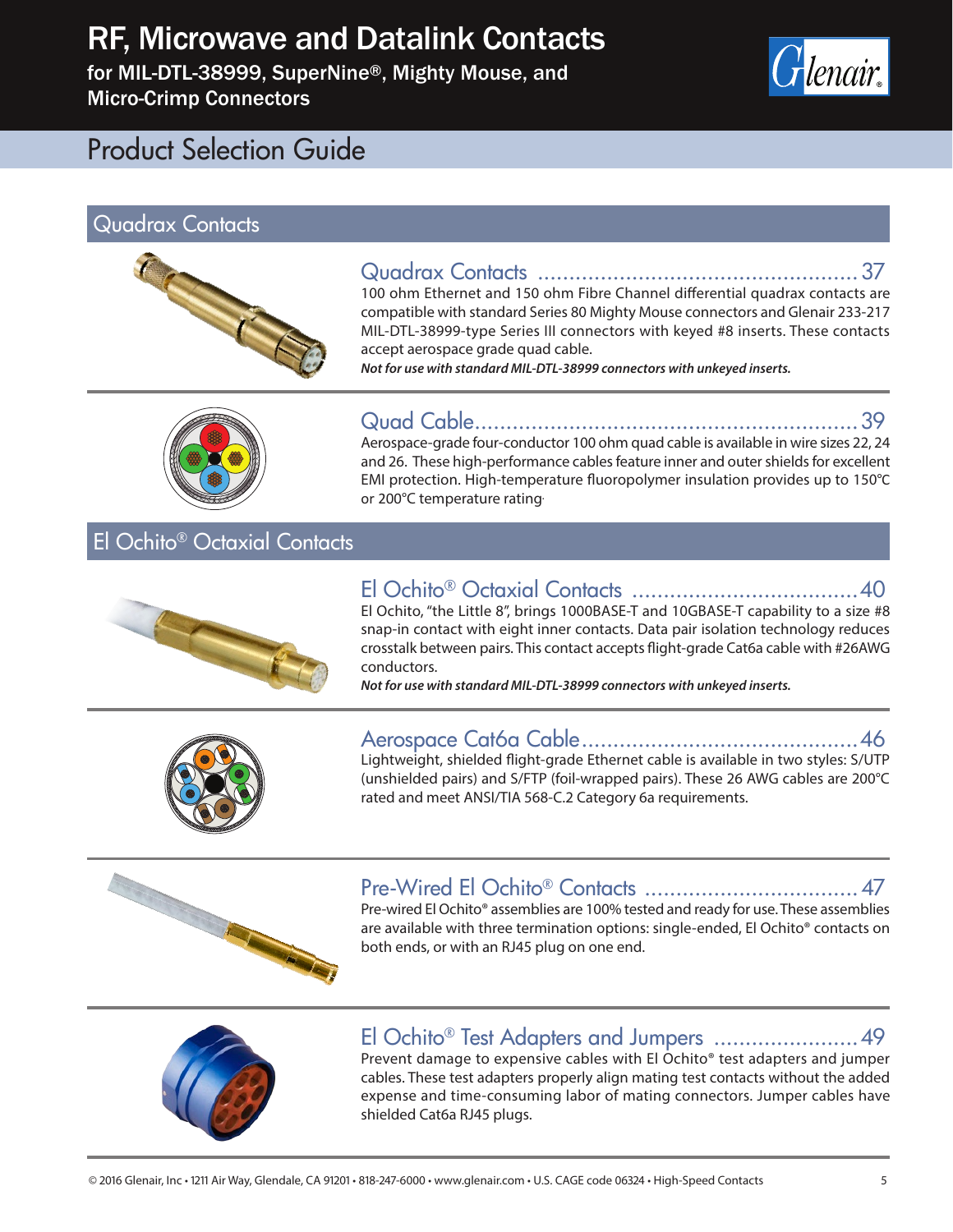# RF, Microwave and Datalink Contacts

for MIL-DTL-38999, SuperNine®, Mighty Mouse, and Micro-Crimp Connectors

## Product Selection Guide

## Quadrax Contacts

### Quadrax Contacts .................................................. 37

100 ohm Ethernet and 150 ohm Fibre Channel differential quadrax contacts are compatible with standard Series 80 Mighty Mouse connectors and Glenair 233-217 MIL-DTL-38999-type Series III connectors with keyed #8 inserts. These contacts accept aerospace grade quad cable.

***Not for use with standard MIL-DTL-38999 connectors with unkeyed inserts.***

### Quad Cable.......................................................... 39

Aerospace-grade four-conductor 100 ohm quad cable is available in wire sizes 22, 24 and 26. These high-performance cables feature inner and outer shields for excellent EMI protection. High-temperature fluoropolymer insulation provides up to 150°C or 200°C temperature rating.

## El Ochito® Octaxial Contacts

### El Ochito® Octaxial Contacts ...................................40

El Ochito, "the Little 8", brings 1000BASE-T and 10GBASE-T capability to a size #8 snap-in contact with eight inner contacts. Data pair isolation technology reduces crosstalk between pairs. This contact accepts flight-grade Cat6a cable with #26AWG conductors.

***Not for use with standard MIL-DTL-38999 connectors with unkeyed inserts.***

### Aerospace Cat6a Cable..........................................46

Lightweight, shielded flight-grade Ethernet cable is available in two styles: S/UTP (unshielded pairs) and S/FTP (foil-wrapped pairs). These 26 AWG cables are 200°C rated and meet ANSI/TIA 568-C.2 Category 6a requirements.

### Pre-Wired El Ochito® Contacts .................................47

Pre-wired El Ochito® assemblies are 100% tested and ready for use. These assemblies are available with three termination options: single-ended, El Ochito® contacts on both ends, or with an RJ45 plug on one end.

### El Ochito® Test Adapters and Jumpers ......................49

Prevent damage to expensive cables with El Ochito® test adapters and jumper cables. These test adapters properly align mating test contacts without the added expense and time-consuming labor of mating connectors. Jumper cables have shielded Cat6a RJ45 plugs.